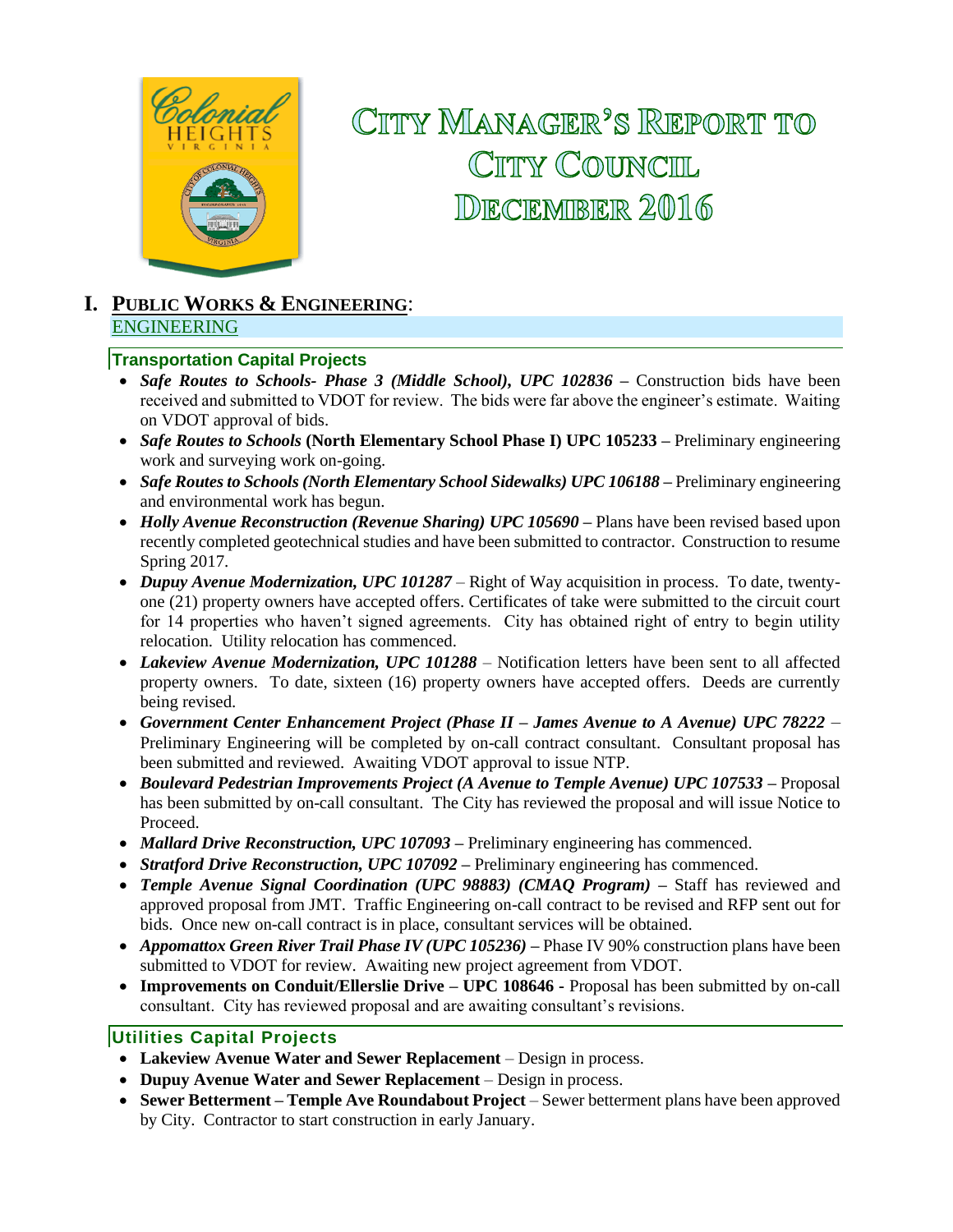# City Manager's Report to City Council December 2016

## I. Public Works & Engineering:

### ENGINEERING

#### Transportation Capital Projects

- ***Safe Routes to Schools- Phase 3 (Middle School), UPC 102836*** **–** Construction bids have been received and submitted to VDOT for review. The bids were far above the engineer's estimate. Waiting on VDOT approval of bids.
- ***Safe Routes to Schools*** **(North Elementary School Phase I) UPC 105233 –** Preliminary engineering work and surveying work on-going.
- ***Safe Routes to Schools (North Elementary School Sidewalks) UPC 106188*** **–** Preliminary engineering and environmental work has begun.
- ***Holly Avenue Reconstruction (Revenue Sharing) UPC 105690*** **–** Plans have been revised based upon recently completed geotechnical studies and have been submitted to contractor. Construction to resume Spring 2017.
- ***Dupuy Avenue Modernization, UPC 101287*** – Right of Way acquisition in process. To date, twenty-one (21) property owners have accepted offers. Certificates of take were submitted to the circuit court for 14 properties who haven't signed agreements. City has obtained right of entry to begin utility relocation. Utility relocation has commenced.
- ***Lakeview Avenue Modernization, UPC 101288*** – Notification letters have been sent to all affected property owners. To date, sixteen (16) property owners have accepted offers. Deeds are currently being revised.
- ***Government Center Enhancement Project (Phase II – James Avenue to A Avenue) UPC 78222*** – Preliminary Engineering will be completed by on-call contract consultant. Consultant proposal has been submitted and reviewed. Awaiting VDOT approval to issue NTP.
- ***Boulevard Pedestrian Improvements Project (A Avenue to Temple Avenue) UPC 107533*** **–** Proposal has been submitted by on-call consultant. The City has reviewed the proposal and will issue Notice to Proceed.
- ***Mallard Drive Reconstruction, UPC 107093*** **–** Preliminary engineering has commenced.
- ***Stratford Drive Reconstruction, UPC 107092*** **–** Preliminary engineering has commenced.
- ***Temple Avenue Signal Coordination (UPC 98883) (CMAQ Program)*** **–** Staff has reviewed and approved proposal from JMT. Traffic Engineering on-call contract to be revised and RFP sent out for bids. Once new on-call contract is in place, consultant services will be obtained.
- ***Appomattox Green River Trail Phase IV (UPC 105236)*** **–** Phase IV 90% construction plans have been submitted to VDOT for review. Awaiting new project agreement from VDOT.
- **Improvements on Conduit/Ellerslie Drive – UPC 108646 -** Proposal has been submitted by on-call consultant. City has reviewed proposal and are awaiting consultant's revisions.

#### Utilities Capital Projects

- **Lakeview Avenue Water and Sewer Replacement** – Design in process.
- **Dupuy Avenue Water and Sewer Replacement** – Design in process.
- **Sewer Betterment – Temple Ave Roundabout Project** – Sewer betterment plans have been approved by City. Contractor to start construction in early January.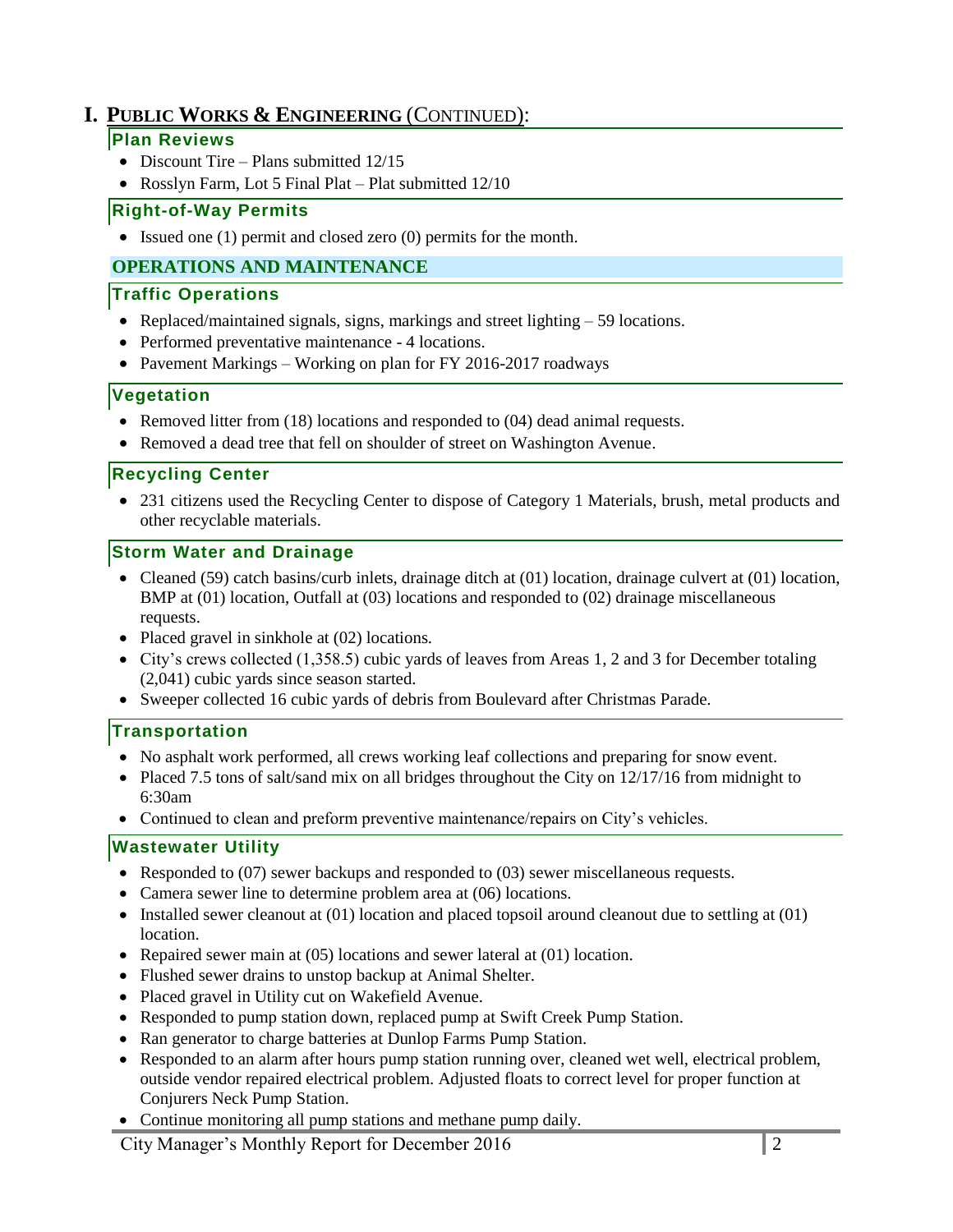# I. PUBLIC WORKS & ENGINEERING (CONTINUED):

### Plan Reviews

- Discount Tire – Plans submitted 12/15
- Rosslyn Farm, Lot 5 Final Plat – Plat submitted 12/10

### Right-of-Way Permits

- Issued one (1) permit and closed zero (0) permits for the month.

## OPERATIONS AND MAINTENANCE

### Traffic Operations

- Replaced/maintained signals, signs, markings and street lighting – 59 locations.
- Performed preventative maintenance - 4 locations.
- Pavement Markings – Working on plan for FY 2016-2017 roadways

### Vegetation

- Removed litter from (18) locations and responded to (04) dead animal requests.
- Removed a dead tree that fell on shoulder of street on Washington Avenue.

### Recycling Center

- 231 citizens used the Recycling Center to dispose of Category 1 Materials, brush, metal products and other recyclable materials.

### Storm Water and Drainage

- Cleaned (59) catch basins/curb inlets, drainage ditch at (01) location, drainage culvert at (01) location, BMP at (01) location, Outfall at (03) locations and responded to (02) drainage miscellaneous requests.
- Placed gravel in sinkhole at (02) locations.
- City's crews collected (1,358.5) cubic yards of leaves from Areas 1, 2 and 3 for December totaling (2,041) cubic yards since season started.
- Sweeper collected 16 cubic yards of debris from Boulevard after Christmas Parade.

### Transportation

- No asphalt work performed, all crews working leaf collections and preparing for snow event.
- Placed 7.5 tons of salt/sand mix on all bridges throughout the City on 12/17/16 from midnight to 6:30am
- Continued to clean and preform preventive maintenance/repairs on City's vehicles.

### Wastewater Utility

- Responded to (07) sewer backups and responded to (03) sewer miscellaneous requests.
- Camera sewer line to determine problem area at (06) locations.
- Installed sewer cleanout at (01) location and placed topsoil around cleanout due to settling at (01) location.
- Repaired sewer main at (05) locations and sewer lateral at (01) location.
- Flushed sewer drains to unstop backup at Animal Shelter.
- Placed gravel in Utility cut on Wakefield Avenue.
- Responded to pump station down, replaced pump at Swift Creek Pump Station.
- Ran generator to charge batteries at Dunlop Farms Pump Station.
- Responded to an alarm after hours pump station running over, cleaned wet well, electrical problem, outside vendor repaired electrical problem. Adjusted floats to correct level for proper function at Conjurers Neck Pump Station.
- Continue monitoring all pump stations and methane pump daily.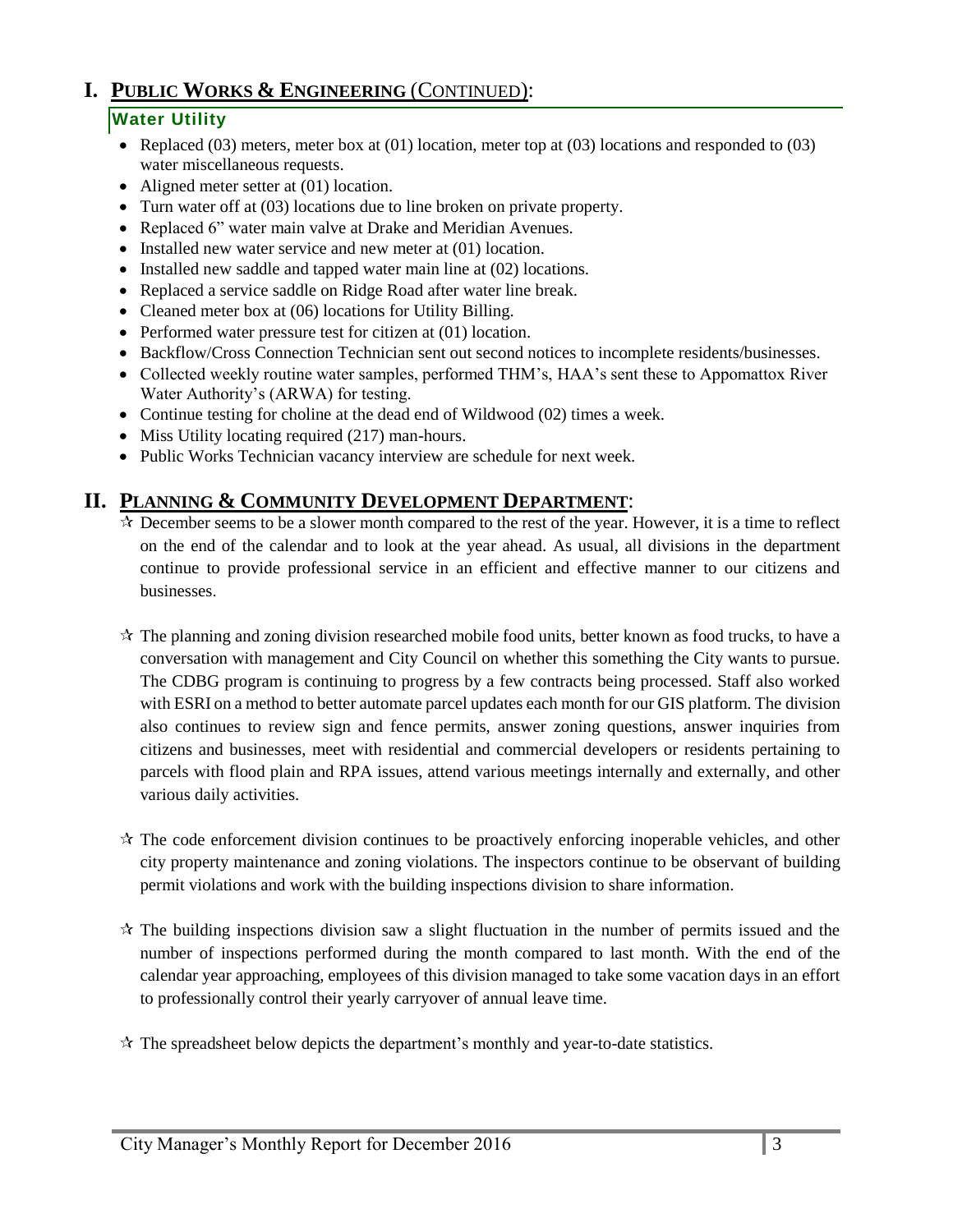# I. PUBLIC WORKS & ENGINEERING (CONTINUED):

## Water Utility

- Replaced (03) meters, meter box at (01) location, meter top at (03) locations and responded to (03) water miscellaneous requests.
- Aligned meter setter at (01) location.
- Turn water off at (03) locations due to line broken on private property.
- Replaced 6" water main valve at Drake and Meridian Avenues.
- Installed new water service and new meter at (01) location.
- Installed new saddle and tapped water main line at (02) locations.
- Replaced a service saddle on Ridge Road after water line break.
- Cleaned meter box at (06) locations for Utility Billing.
- Performed water pressure test for citizen at (01) location.
- Backflow/Cross Connection Technician sent out second notices to incomplete residents/businesses.
- Collected weekly routine water samples, performed THM's, HAA's sent these to Appomattox River Water Authority's (ARWA) for testing.
- Continue testing for choline at the dead end of Wildwood (02) times a week.
- Miss Utility locating required (217) man-hours.
- Public Works Technician vacancy interview are schedule for next week.

# II. PLANNING & COMMUNITY DEVELOPMENT DEPARTMENT:

- ☆ December seems to be a slower month compared to the rest of the year. However, it is a time to reflect on the end of the calendar and to look at the year ahead. As usual, all divisions in the department continue to provide professional service in an efficient and effective manner to our citizens and businesses.

- ☆ The planning and zoning division researched mobile food units, better known as food trucks, to have a conversation with management and City Council on whether this something the City wants to pursue. The CDBG program is continuing to progress by a few contracts being processed. Staff also worked with ESRI on a method to better automate parcel updates each month for our GIS platform. The division also continues to review sign and fence permits, answer zoning questions, answer inquiries from citizens and businesses, meet with residential and commercial developers or residents pertaining to parcels with flood plain and RPA issues, attend various meetings internally and externally, and other various daily activities.

- ☆ The code enforcement division continues to be proactively enforcing inoperable vehicles, and other city property maintenance and zoning violations. The inspectors continue to be observant of building permit violations and work with the building inspections division to share information.

- ☆ The building inspections division saw a slight fluctuation in the number of permits issued and the number of inspections performed during the month compared to last month. With the end of the calendar year approaching, employees of this division managed to take some vacation days in an effort to professionally control their yearly carryover of annual leave time.

- ☆ The spreadsheet below depicts the department's monthly and year-to-date statistics.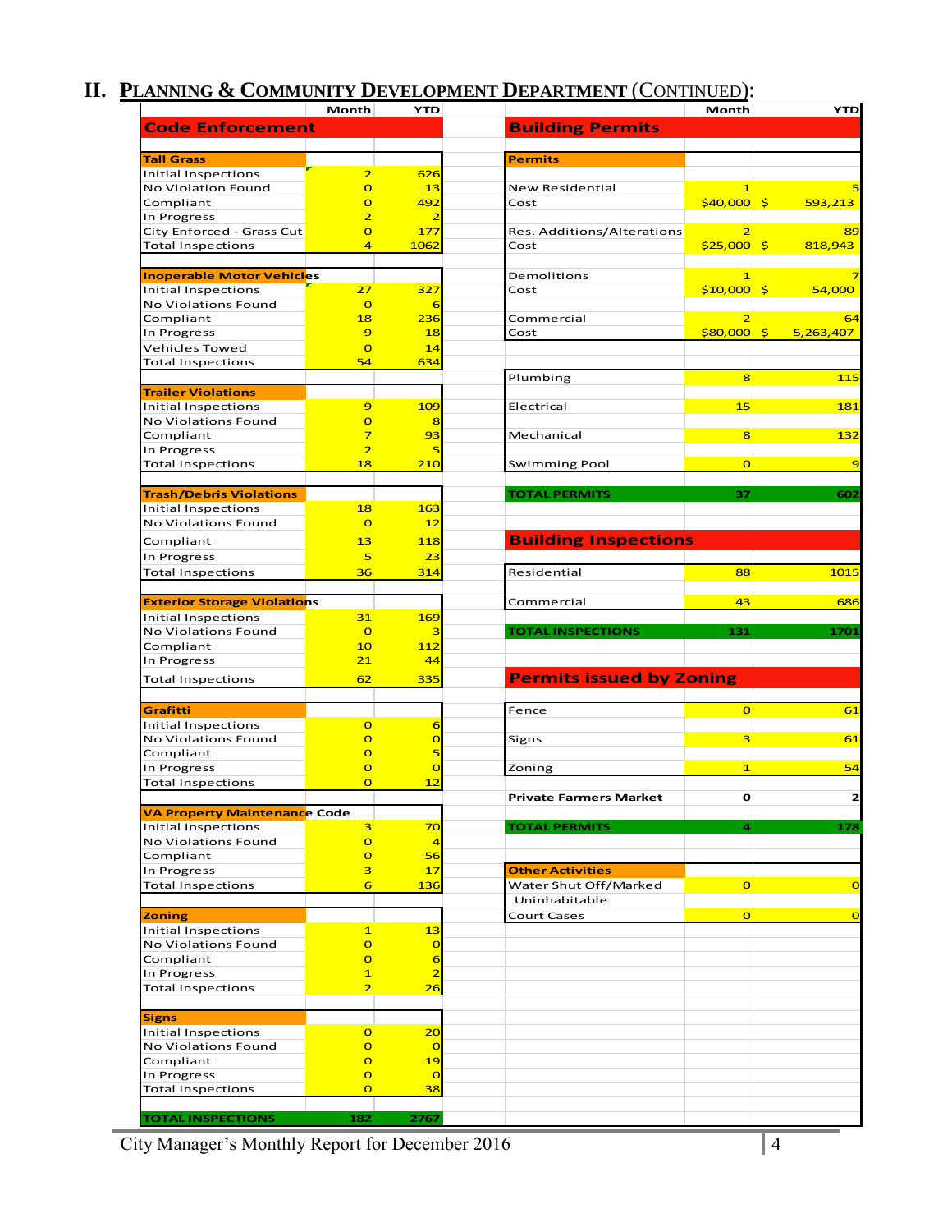## II. PLANNING & COMMUNITY DEVELOPMENT DEPARTMENT (CONTINUED):

### Code Enforcement

| | Month | YTD |
|---|---|---|
| **Tall Grass** | | |
| Initial Inspections | 2 | 626 |
| No Violation Found | 0 | 13 |
| Compliant | 0 | 492 |
| In Progress | 2 | 2 |
| City Enforced - Grass Cut | 0 | 177 |
| Total Inspections | 4 | 1062 |
| **Inoperable Motor Vehicles** | | |
| Initial Inspections | 27 | 327 |
| No Violations Found | 0 | 6 |
| Compliant | 18 | 236 |
| In Progress | 9 | 18 |
| Vehicles Towed | 0 | 14 |
| Total Inspections | 54 | 634 |
| **Trailer Violations** | | |
| Initial Inspections | 9 | 109 |
| No Violations Found | 0 | 8 |
| Compliant | 7 | 93 |
| In Progress | 2 | 5 |
| Total Inspections | 18 | 210 |
| **Trash/Debris Violations** | | |
| Initial Inspections | 18 | 163 |
| No Violations Found | 0 | 12 |
| Compliant | 13 | 118 |
| In Progress | 5 | 23 |
| Total Inspections | 36 | 314 |
| **Exterior Storage Violations** | | |
| Initial Inspections | 31 | 169 |
| No Violations Found | 0 | 3 |
| Compliant | 10 | 112 |
| In Progress | 21 | 44 |
| Total Inspections | 62 | 335 |
| **Grafitti** | | |
| Initial Inspections | 0 | 6 |
| No Violations Found | 0 | 0 |
| Compliant | 0 | 5 |
| In Progress | 0 | 0 |
| Total Inspections | 0 | 12 |
| **VA Property Maintenance Code** | | |
| Initial Inspections | 3 | 70 |
| No Violations Found | 0 | 4 |
| Compliant | 0 | 56 |
| In Progress | 3 | 17 |
| Total Inspections | 6 | 136 |
| **Zoning** | | |
| Initial Inspections | 1 | 13 |
| No Violations Found | 0 | 0 |
| Compliant | 0 | 6 |
| In Progress | 1 | 2 |
| Total Inspections | 2 | 26 |
| **Signs** | | |
| Initial Inspections | 0 | 20 |
| No Violations Found | 0 | 0 |
| Compliant | 0 | 19 |
| In Progress | 0 | 0 |
| Total Inspections | 0 | 38 |
| **TOTAL INSPECTIONS** | **182** | **2767** |

### Building Permits

| | Month | YTD |
|---|---|---|
| **Permits** | | |
| New Residential | 1 | 5 |
| Cost | $40,000 | $ 593,213 |
| Res. Additions/Alterations | 2 | 89 |
| Cost | $25,000 | $ 818,943 |
| Demolitions | 1 | 7 |
| Cost | $10,000 | $ 54,000 |
| Commercial | 2 | 64 |
| Cost | $80,000 | $ 5,263,407 |
| Plumbing | 8 | 115 |
| Electrical | 15 | 181 |
| Mechanical | 8 | 132 |
| Swimming Pool | 0 | 9 |
| **TOTAL PERMITS** | **37** | **602** |

### Building Inspections

| | Month | YTD |
|---|---|---|
| Residential | 88 | 1015 |
| Commercial | 43 | 686 |
| **TOTAL INSPECTIONS** | **131** | **1701** |

### Permits issued by Zoning

| | Month | YTD |
|---|---|---|
| Fence | 0 | 61 |
| Signs | 3 | 61 |
| Zoning | 1 | 54 |
| **Private Farmers Market** | **0** | **2** |
| **TOTAL PERMITS** | **4** | **178** |

| | Month | YTD |
|---|---|---|
| **Other Activities** | | |
| Water Shut Off/Marked Uninhabitable | 0 | 0 |
| Court Cases | 0 | 0 |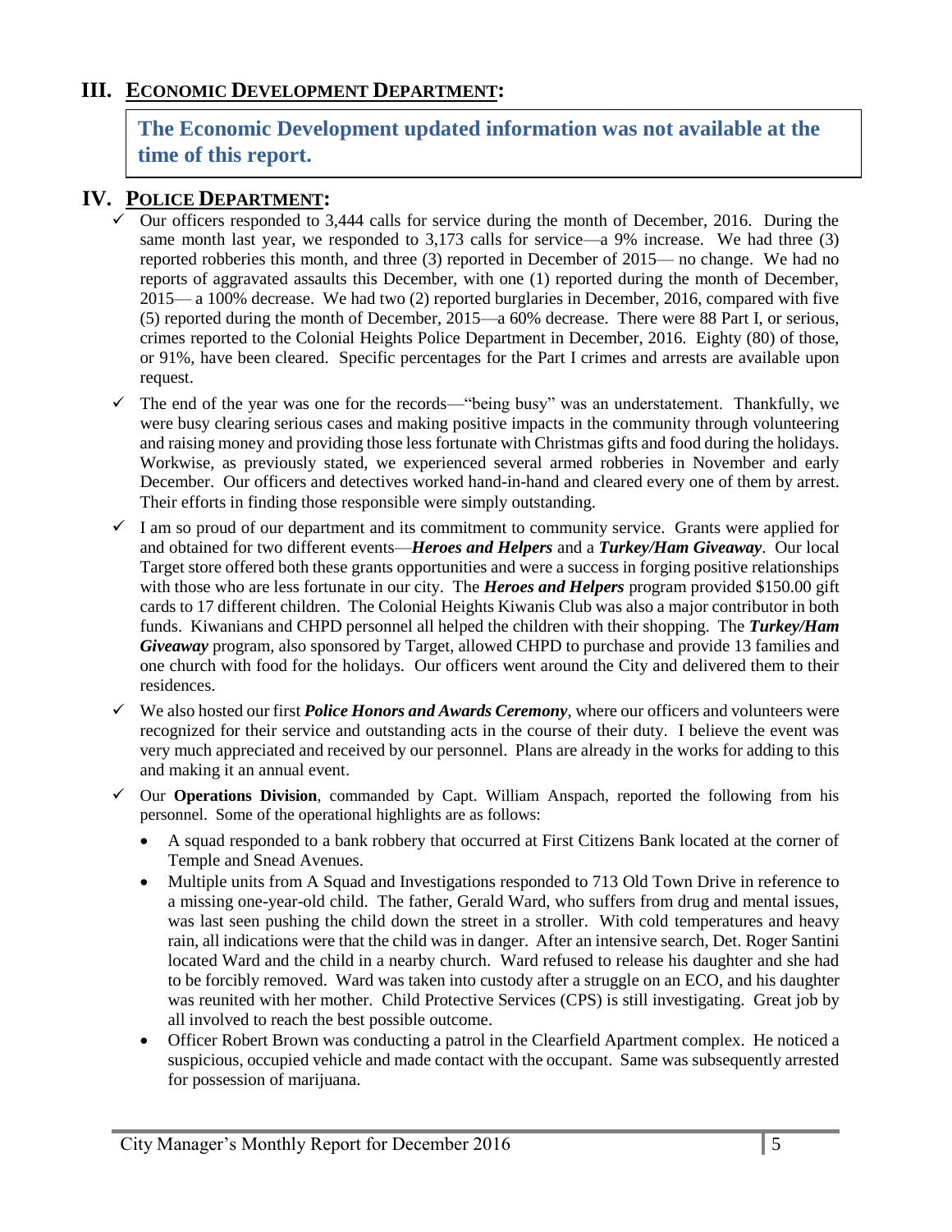## III. ECONOMIC DEVELOPMENT DEPARTMENT:

**The Economic Development updated information was not available at the time of this report.**

## IV. POLICE DEPARTMENT:

- ✓ Our officers responded to 3,444 calls for service during the month of December, 2016. During the same month last year, we responded to 3,173 calls for service—a 9% increase. We had three (3) reported robberies this month, and three (3) reported in December of 2015— no change. We had no reports of aggravated assaults this December, with one (1) reported during the month of December, 2015— a 100% decrease. We had two (2) reported burglaries in December, 2016, compared with five (5) reported during the month of December, 2015—a 60% decrease. There were 88 Part I, or serious, crimes reported to the Colonial Heights Police Department in December, 2016. Eighty (80) of those, or 91%, have been cleared. Specific percentages for the Part I crimes and arrests are available upon request.
- ✓ The end of the year was one for the records—"being busy" was an understatement. Thankfully, we were busy clearing serious cases and making positive impacts in the community through volunteering and raising money and providing those less fortunate with Christmas gifts and food during the holidays. Workwise, as previously stated, we experienced several armed robberies in November and early December. Our officers and detectives worked hand-in-hand and cleared every one of them by arrest. Their efforts in finding those responsible were simply outstanding.
- ✓ I am so proud of our department and its commitment to community service. Grants were applied for and obtained for two different events—***Heroes and Helpers*** and a ***Turkey/Ham Giveaway***. Our local Target store offered both these grants opportunities and were a success in forging positive relationships with those who are less fortunate in our city. The ***Heroes and Helpers*** program provided $150.00 gift cards to 17 different children. The Colonial Heights Kiwanis Club was also a major contributor in both funds. Kiwanians and CHPD personnel all helped the children with their shopping. The ***Turkey/Ham Giveaway*** program, also sponsored by Target, allowed CHPD to purchase and provide 13 families and one church with food for the holidays. Our officers went around the City and delivered them to their residences.
- ✓ We also hosted our first ***Police Honors and Awards Ceremony***, where our officers and volunteers were recognized for their service and outstanding acts in the course of their duty. I believe the event was very much appreciated and received by our personnel. Plans are already in the works for adding to this and making it an annual event.
- ✓ Our **Operations Division**, commanded by Capt. William Anspach, reported the following from his personnel. Some of the operational highlights are as follows:
  - A squad responded to a bank robbery that occurred at First Citizens Bank located at the corner of Temple and Snead Avenues.
  - Multiple units from A Squad and Investigations responded to 713 Old Town Drive in reference to a missing one-year-old child. The father, Gerald Ward, who suffers from drug and mental issues, was last seen pushing the child down the street in a stroller. With cold temperatures and heavy rain, all indications were that the child was in danger. After an intensive search, Det. Roger Santini located Ward and the child in a nearby church. Ward refused to release his daughter and she had to be forcibly removed. Ward was taken into custody after a struggle on an ECO, and his daughter was reunited with her mother. Child Protective Services (CPS) is still investigating. Great job by all involved to reach the best possible outcome.
  - Officer Robert Brown was conducting a patrol in the Clearfield Apartment complex. He noticed a suspicious, occupied vehicle and made contact with the occupant. Same was subsequently arrested for possession of marijuana.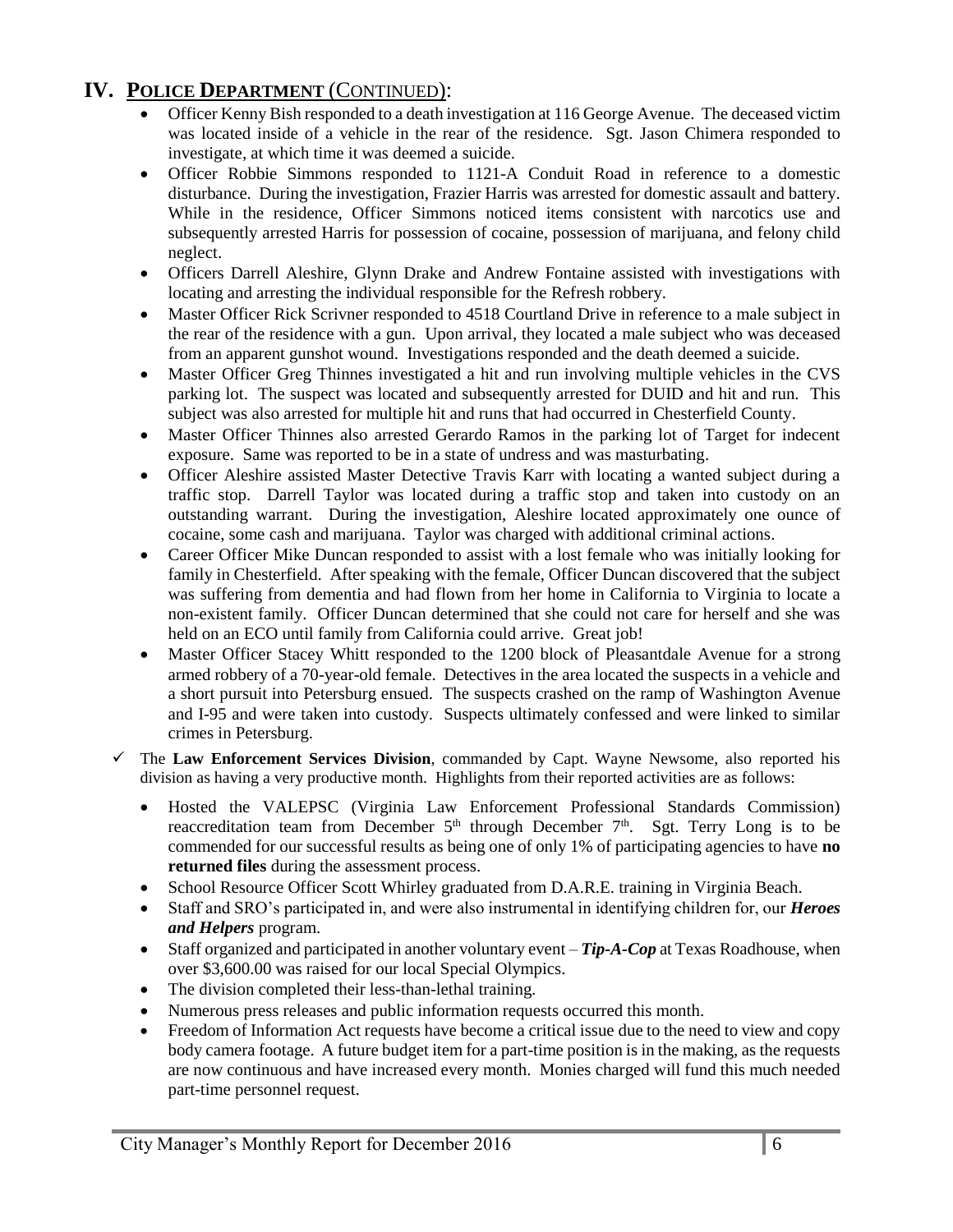## IV. POLICE DEPARTMENT (CONTINUED):

- Officer Kenny Bish responded to a death investigation at 116 George Avenue. The deceased victim was located inside of a vehicle in the rear of the residence. Sgt. Jason Chimera responded to investigate, at which time it was deemed a suicide.
- Officer Robbie Simmons responded to 1121-A Conduit Road in reference to a domestic disturbance. During the investigation, Frazier Harris was arrested for domestic assault and battery. While in the residence, Officer Simmons noticed items consistent with narcotics use and subsequently arrested Harris for possession of cocaine, possession of marijuana, and felony child neglect.
- Officers Darrell Aleshire, Glynn Drake and Andrew Fontaine assisted with investigations with locating and arresting the individual responsible for the Refresh robbery.
- Master Officer Rick Scrivner responded to 4518 Courtland Drive in reference to a male subject in the rear of the residence with a gun. Upon arrival, they located a male subject who was deceased from an apparent gunshot wound. Investigations responded and the death deemed a suicide.
- Master Officer Greg Thinnes investigated a hit and run involving multiple vehicles in the CVS parking lot. The suspect was located and subsequently arrested for DUID and hit and run. This subject was also arrested for multiple hit and runs that had occurred in Chesterfield County.
- Master Officer Thinnes also arrested Gerardo Ramos in the parking lot of Target for indecent exposure. Same was reported to be in a state of undress and was masturbating.
- Officer Aleshire assisted Master Detective Travis Karr with locating a wanted subject during a traffic stop. Darrell Taylor was located during a traffic stop and taken into custody on an outstanding warrant. During the investigation, Aleshire located approximately one ounce of cocaine, some cash and marijuana. Taylor was charged with additional criminal actions.
- Career Officer Mike Duncan responded to assist with a lost female who was initially looking for family in Chesterfield. After speaking with the female, Officer Duncan discovered that the subject was suffering from dementia and had flown from her home in California to Virginia to locate a non-existent family. Officer Duncan determined that she could not care for herself and she was held on an ECO until family from California could arrive. Great job!
- Master Officer Stacey Whitt responded to the 1200 block of Pleasantdale Avenue for a strong armed robbery of a 70-year-old female. Detectives in the area located the suspects in a vehicle and a short pursuit into Petersburg ensued. The suspects crashed on the ramp of Washington Avenue and I-95 and were taken into custody. Suspects ultimately confessed and were linked to similar crimes in Petersburg.

✓ The **Law Enforcement Services Division**, commanded by Capt. Wayne Newsome, also reported his division as having a very productive month. Highlights from their reported activities are as follows:

- Hosted the VALEPSC (Virginia Law Enforcement Professional Standards Commission) reaccreditation team from December 5th through December 7th. Sgt. Terry Long is to be commended for our successful results as being one of only 1% of participating agencies to have **no returned files** during the assessment process.
- School Resource Officer Scott Whirley graduated from D.A.R.E. training in Virginia Beach.
- Staff and SRO's participated in, and were also instrumental in identifying children for, our ***Heroes and Helpers*** program.
- Staff organized and participated in another voluntary event – ***Tip-A-Cop*** at Texas Roadhouse, when over $3,600.00 was raised for our local Special Olympics.
- The division completed their less-than-lethal training.
- Numerous press releases and public information requests occurred this month.
- Freedom of Information Act requests have become a critical issue due to the need to view and copy body camera footage. A future budget item for a part-time position is in the making, as the requests are now continuous and have increased every month. Monies charged will fund this much needed part-time personnel request.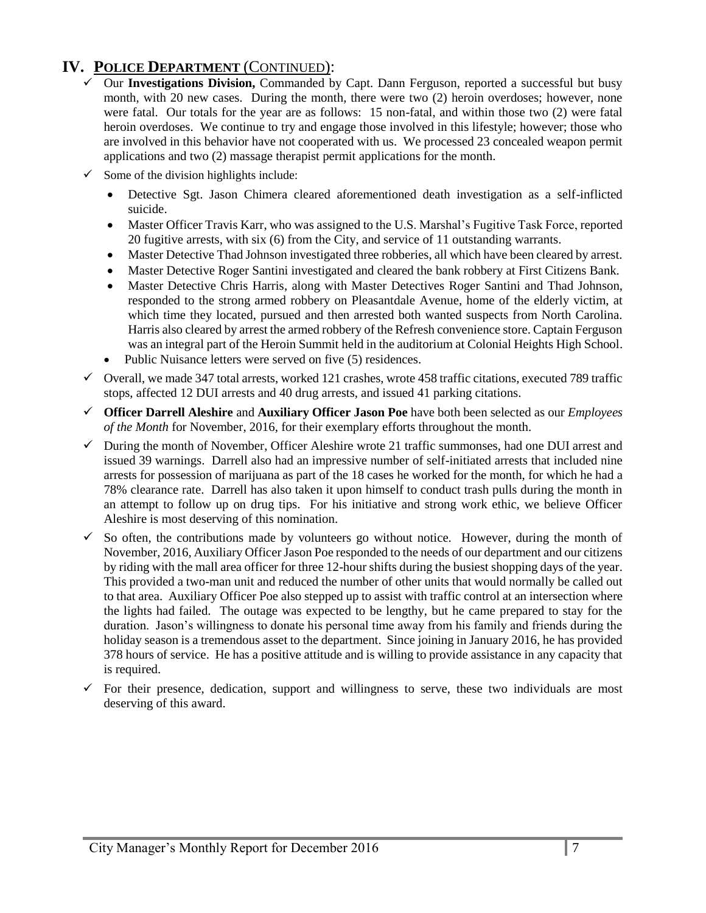## IV. POLICE DEPARTMENT (CONTINUED):

- ✓ Our **Investigations Division,** Commanded by Capt. Dann Ferguson, reported a successful but busy month, with 20 new cases. During the month, there were two (2) heroin overdoses; however, none were fatal. Our totals for the year are as follows: 15 non-fatal, and within those two (2) were fatal heroin overdoses. We continue to try and engage those involved in this lifestyle; however; those who are involved in this behavior have not cooperated with us. We processed 23 concealed weapon permit applications and two (2) massage therapist permit applications for the month.
- ✓ Some of the division highlights include:
  - Detective Sgt. Jason Chimera cleared aforementioned death investigation as a self-inflicted suicide.
  - Master Officer Travis Karr, who was assigned to the U.S. Marshal's Fugitive Task Force, reported 20 fugitive arrests, with six (6) from the City, and service of 11 outstanding warrants.
  - Master Detective Thad Johnson investigated three robberies, all which have been cleared by arrest.
  - Master Detective Roger Santini investigated and cleared the bank robbery at First Citizens Bank.
  - Master Detective Chris Harris, along with Master Detectives Roger Santini and Thad Johnson, responded to the strong armed robbery on Pleasantdale Avenue, home of the elderly victim, at which time they located, pursued and then arrested both wanted suspects from North Carolina. Harris also cleared by arrest the armed robbery of the Refresh convenience store. Captain Ferguson was an integral part of the Heroin Summit held in the auditorium at Colonial Heights High School.
  - Public Nuisance letters were served on five (5) residences.
- ✓ Overall, we made 347 total arrests, worked 121 crashes, wrote 458 traffic citations, executed 789 traffic stops, affected 12 DUI arrests and 40 drug arrests, and issued 41 parking citations.
- ✓ **Officer Darrell Aleshire** and **Auxiliary Officer Jason Poe** have both been selected as our *Employees of the Month* for November, 2016, for their exemplary efforts throughout the month.
- ✓ During the month of November, Officer Aleshire wrote 21 traffic summonses, had one DUI arrest and issued 39 warnings. Darrell also had an impressive number of self-initiated arrests that included nine arrests for possession of marijuana as part of the 18 cases he worked for the month, for which he had a 78% clearance rate. Darrell has also taken it upon himself to conduct trash pulls during the month in an attempt to follow up on drug tips. For his initiative and strong work ethic, we believe Officer Aleshire is most deserving of this nomination.
- ✓ So often, the contributions made by volunteers go without notice. However, during the month of November, 2016, Auxiliary Officer Jason Poe responded to the needs of our department and our citizens by riding with the mall area officer for three 12-hour shifts during the busiest shopping days of the year. This provided a two-man unit and reduced the number of other units that would normally be called out to that area. Auxiliary Officer Poe also stepped up to assist with traffic control at an intersection where the lights had failed. The outage was expected to be lengthy, but he came prepared to stay for the duration. Jason's willingness to donate his personal time away from his family and friends during the holiday season is a tremendous asset to the department. Since joining in January 2016, he has provided 378 hours of service. He has a positive attitude and is willing to provide assistance in any capacity that is required.
- ✓ For their presence, dedication, support and willingness to serve, these two individuals are most deserving of this award.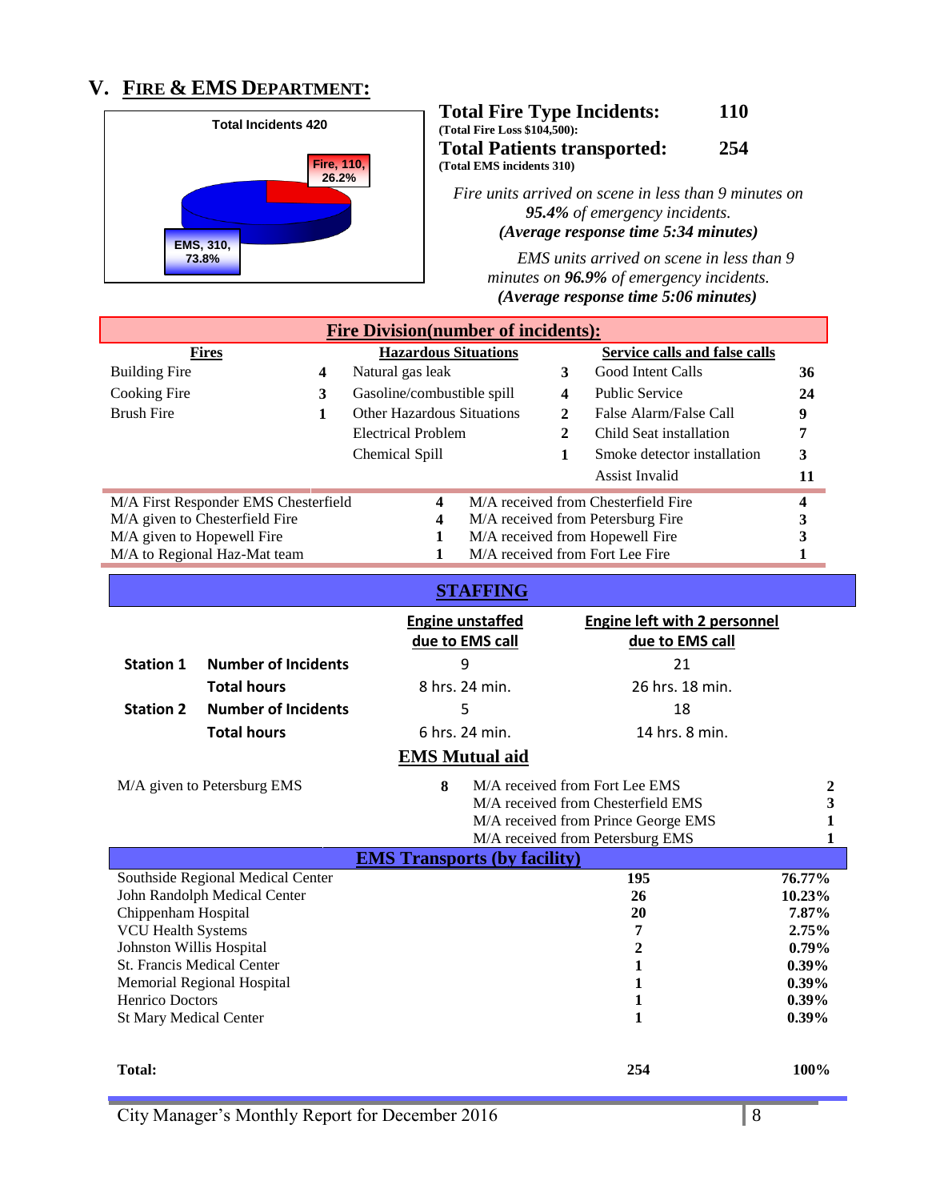## V. FIRE & EMS DEPARTMENT:

Total Incidents 420

Fire, 110, 26.2%

EMS, 310, 73.8%

**Total Fire Type Incidents: 110**
**(Total Fire Loss $104,500):**
**Total Patients transported: 254**
**(Total EMS incidents 310)**

*Fire units arrived on scene in less than 9 minutes on **95.4%** of emergency incidents.*
***(Average response time 5:34 minutes)***

*EMS units arrived on scene in less than 9 minutes on **96.9%** of emergency incidents.*
***(Average response time 5:06 minutes)***

### Fire Division(number of incidents):

| Fires | | Hazardous Situations | | Service calls and false calls | |
|---|---|---|---|---|---|
| Building Fire | 4 | Natural gas leak | 3 | Good Intent Calls | 36 |
| Cooking Fire | 3 | Gasoline/combustible spill | 4 | Public Service | 24 |
| Brush Fire | 1 | Other Hazardous Situations | 2 | False Alarm/False Call | 9 |
| | | Electrical Problem | 2 | Child Seat installation | 7 |
| | | Chemical Spill | 1 | Smoke detector installation | 3 |
| | | | | Assist Invalid | 11 |

| | | | |
|---|---|---|---|
| M/A First Responder EMS Chesterfield | 4 | M/A received from Chesterfield Fire | 4 |
| M/A given to Chesterfield Fire | 4 | M/A received from Petersburg Fire | 3 |
| M/A given to Hopewell Fire | 1 | M/A received from Hopewell Fire | 3 |
| M/A to Regional Haz-Mat team | 1 | M/A received from Fort Lee Fire | 1 |

### STAFFING

| | | Engine unstaffed due to EMS call | Engine left with 2 personnel due to EMS call |
|---|---|---|---|
| **Station 1** | **Number of Incidents** | 9 | 21 |
| | **Total hours** | 8 hrs. 24 min. | 26 hrs. 18 min. |
| **Station 2** | **Number of Incidents** | 5 | 18 |
| | **Total hours** | 6 hrs. 24 min. | 14 hrs. 8 min. |

### EMS Mutual aid

| | | | |
|---|---|---|---|
| M/A given to Petersburg EMS | 8 | M/A received from Fort Lee EMS | 2 |
| | | M/A received from Chesterfield EMS | 3 |
| | | M/A received from Prince George EMS | 1 |
| | | M/A received from Petersburg EMS | 1 |

### EMS Transports (by facility)

| | | |
|---|---|---|
| Southside Regional Medical Center | 195 | 76.77% |
| John Randolph Medical Center | 26 | 10.23% |
| Chippenham Hospital | 20 | 7.87% |
| VCU Health Systems | 7 | 2.75% |
| Johnston Willis Hospital | 2 | 0.79% |
| St. Francis Medical Center | 1 | 0.39% |
| Memorial Regional Hospital | 1 | 0.39% |
| Henrico Doctors | 1 | 0.39% |
| St Mary Medical Center | 1 | 0.39% |
| **Total:** | **254** | **100%** |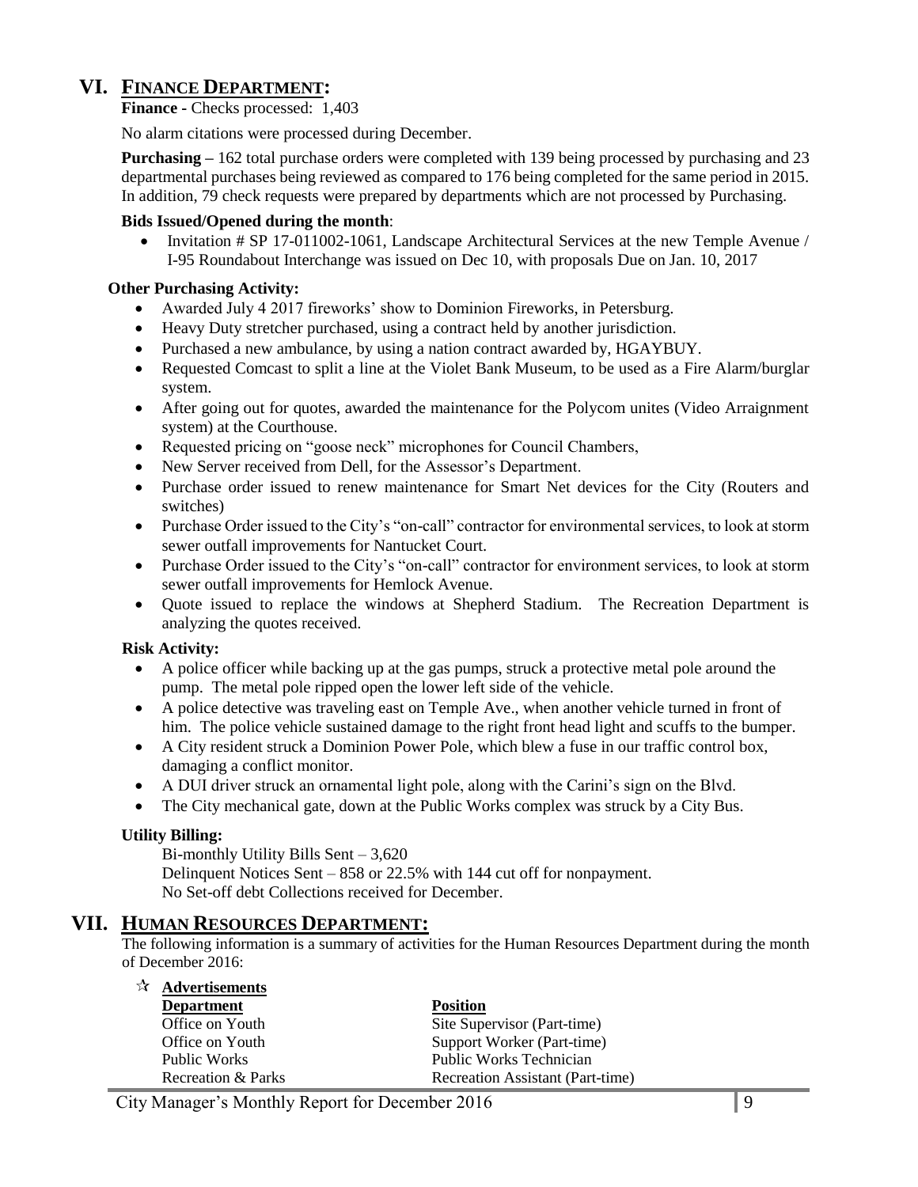## VI. FINANCE DEPARTMENT:

**Finance -** Checks processed: 1,403

No alarm citations were processed during December.

**Purchasing –** 162 total purchase orders were completed with 139 being processed by purchasing and 23 departmental purchases being reviewed as compared to 176 being completed for the same period in 2015. In addition, 79 check requests were prepared by departments which are not processed by Purchasing.

**Bids Issued/Opened during the month**:

- Invitation # SP 17-011002-1061, Landscape Architectural Services at the new Temple Avenue / I-95 Roundabout Interchange was issued on Dec 10, with proposals Due on Jan. 10, 2017

**Other Purchasing Activity:**

- Awarded July 4 2017 fireworks' show to Dominion Fireworks, in Petersburg.
- Heavy Duty stretcher purchased, using a contract held by another jurisdiction.
- Purchased a new ambulance, by using a nation contract awarded by, HGAYBUY.
- Requested Comcast to split a line at the Violet Bank Museum, to be used as a Fire Alarm/burglar system.
- After going out for quotes, awarded the maintenance for the Polycom unites (Video Arraignment system) at the Courthouse.
- Requested pricing on "goose neck" microphones for Council Chambers,
- New Server received from Dell, for the Assessor's Department.
- Purchase order issued to renew maintenance for Smart Net devices for the City (Routers and switches)
- Purchase Order issued to the City's "on-call" contractor for environmental services, to look at storm sewer outfall improvements for Nantucket Court.
- Purchase Order issued to the City's "on-call" contractor for environment services, to look at storm sewer outfall improvements for Hemlock Avenue.
- Quote issued to replace the windows at Shepherd Stadium. The Recreation Department is analyzing the quotes received.

**Risk Activity:**

- A police officer while backing up at the gas pumps, struck a protective metal pole around the pump. The metal pole ripped open the lower left side of the vehicle.
- A police detective was traveling east on Temple Ave., when another vehicle turned in front of him. The police vehicle sustained damage to the right front head light and scuffs to the bumper.
- A City resident struck a Dominion Power Pole, which blew a fuse in our traffic control box, damaging a conflict monitor.
- A DUI driver struck an ornamental light pole, along with the Carini's sign on the Blvd.
- The City mechanical gate, down at the Public Works complex was struck by a City Bus.

**Utility Billing:**

Bi-monthly Utility Bills Sent – 3,620
Delinquent Notices Sent – 858 or 22.5% with 144 cut off for nonpayment.
No Set-off debt Collections received for December.

## VII. HUMAN RESOURCES DEPARTMENT:

The following information is a summary of activities for the Human Resources Department during the month of December 2016:

☆ **Advertisements**

| Department | Position |
|---|---|
| Office on Youth | Site Supervisor (Part-time) |
| Office on Youth | Support Worker (Part-time) |
| Public Works | Public Works Technician |
| Recreation & Parks | Recreation Assistant (Part-time) |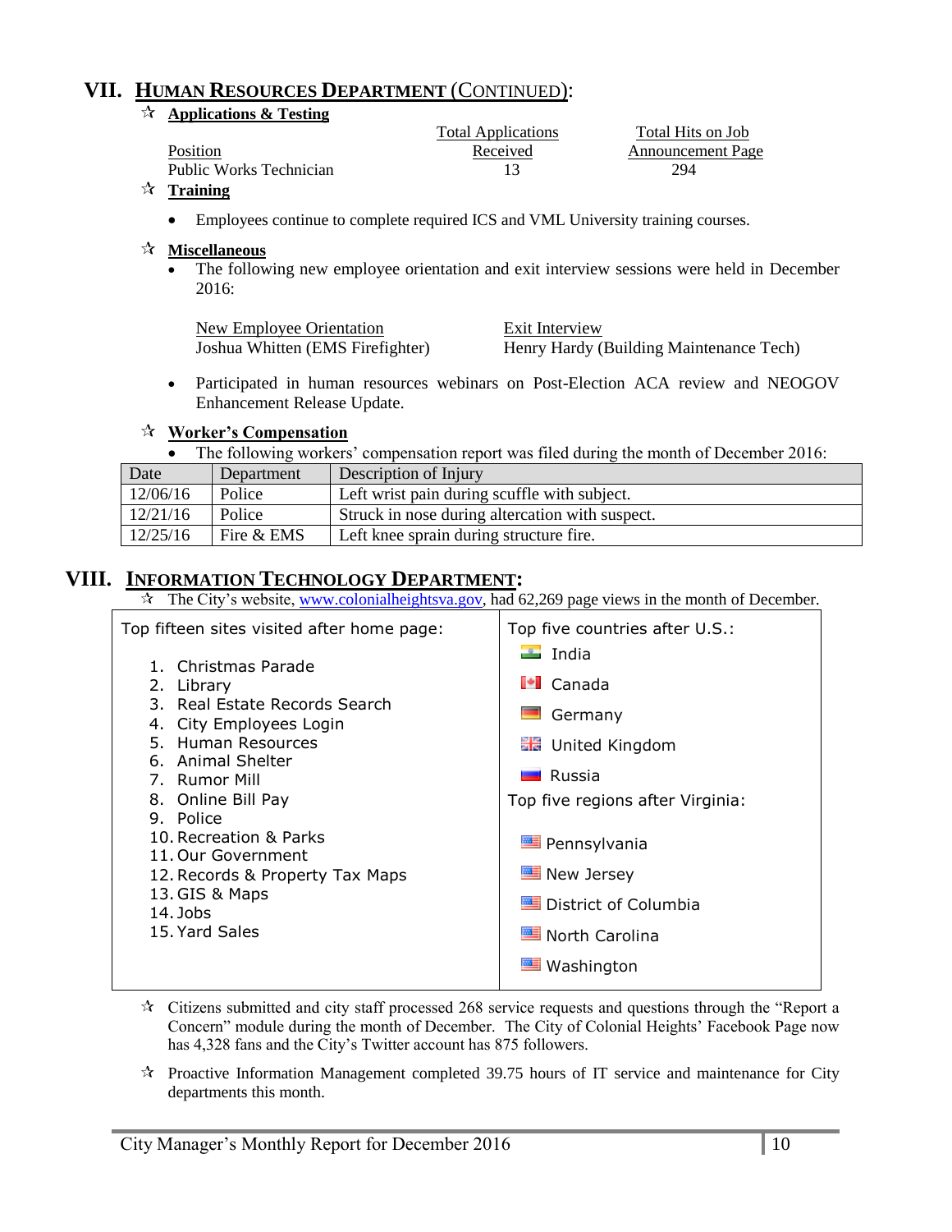## VII. HUMAN RESOURCES DEPARTMENT (CONTINUED):

☆ **Applications & Testing**

| Position | Total Applications Received | Total Hits on Job Announcement Page |
|---|---|---|
| Public Works Technician | 13 | 294 |

☆ **Training**

- Employees continue to complete required ICS and VML University training courses.

☆ **Miscellaneous**

- The following new employee orientation and exit interview sessions were held in December 2016:

| New Employee Orientation | Exit Interview |
|---|---|
| Joshua Whitten (EMS Firefighter) | Henry Hardy (Building Maintenance Tech) |

- Participated in human resources webinars on Post-Election ACA review and NEOGOV Enhancement Release Update.

☆ **Worker's Compensation**

- The following workers' compensation report was filed during the month of December 2016:

| Date | Department | Description of Injury |
|---|---|---|
| 12/06/16 | Police | Left wrist pain during scuffle with subject. |
| 12/21/16 | Police | Struck in nose during altercation with suspect. |
| 12/25/16 | Fire & EMS | Left knee sprain during structure fire. |

## VIII. INFORMATION TECHNOLOGY DEPARTMENT:

☆ The City's website, www.colonialheightsva.gov, had 62,269 page views in the month of December.

| Top fifteen sites visited after home page: | Top five countries after U.S.: |
|---|---|
| 1. Christmas Parade | India |
| 2. Library | Canada |
| 3. Real Estate Records Search | Germany |
| 4. City Employees Login | United Kingdom |
| 5. Human Resources | Russia |
| 6. Animal Shelter | **Top five regions after Virginia:** |
| 7. Rumor Mill | Pennsylvania |
| 8. Online Bill Pay | New Jersey |
| 9. Police | District of Columbia |
| 10. Recreation & Parks | North Carolina |
| 11. Our Government | Washington |
| 12. Records & Property Tax Maps | |
| 13. GIS & Maps | |
| 14. Jobs | |
| 15. Yard Sales | |

☆ Citizens submitted and city staff processed 268 service requests and questions through the "Report a Concern" module during the month of December. The City of Colonial Heights' Facebook Page now has 4,328 fans and the City's Twitter account has 875 followers.

☆ Proactive Information Management completed 39.75 hours of IT service and maintenance for City departments this month.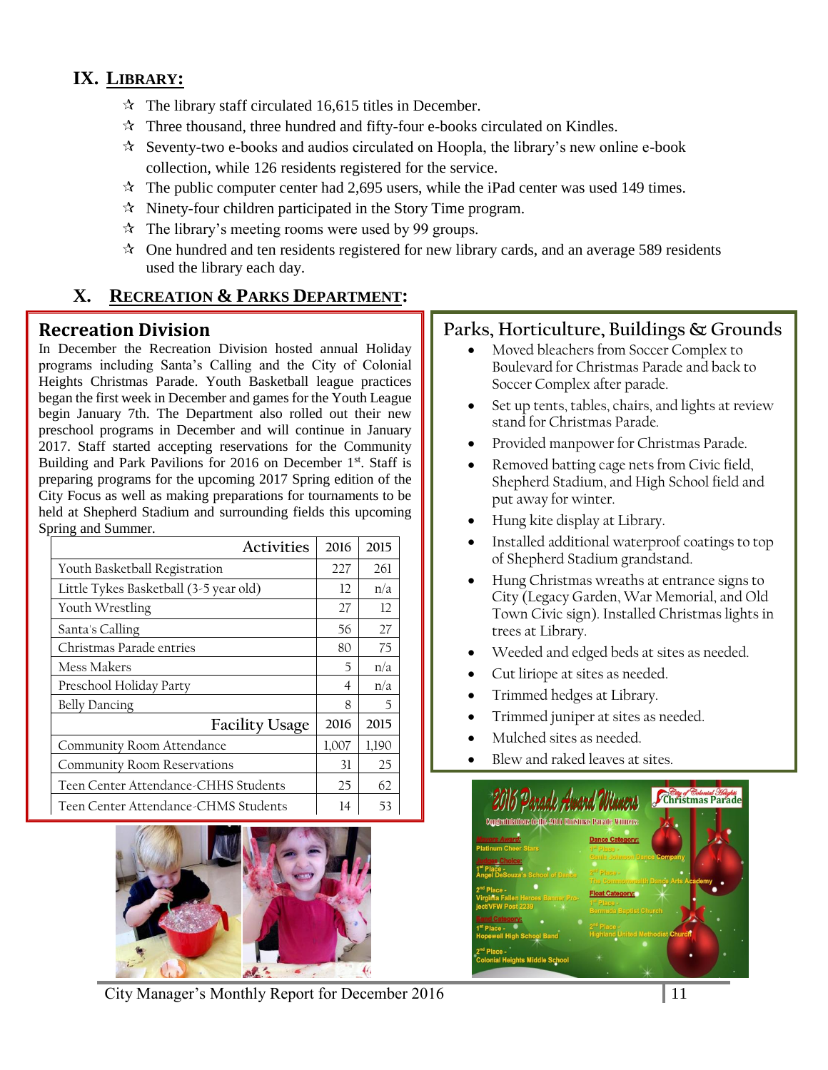## IX. LIBRARY:

- The library staff circulated 16,615 titles in December.
- Three thousand, three hundred and fifty-four e-books circulated on Kindles.
- Seventy-two e-books and audios circulated on Hoopla, the library's new online e-book collection, while 126 residents registered for the service.
- The public computer center had 2,695 users, while the iPad center was used 149 times.
- Ninety-four children participated in the Story Time program.
- The library's meeting rooms were used by 99 groups.
- One hundred and ten residents registered for new library cards, and an average 589 residents used the library each day.

## X. RECREATION & PARKS DEPARTMENT:

### Recreation Division

In December the Recreation Division hosted annual Holiday programs including Santa's Calling and the City of Colonial Heights Christmas Parade. Youth Basketball league practices began the first week in December and games for the Youth League begin January 7th. The Department also rolled out their new preschool programs in December and will continue in January 2017. Staff started accepting reservations for the Community Building and Park Pavilions for 2016 on December 1st. Staff is preparing programs for the upcoming 2017 Spring edition of the City Focus as well as making preparations for tournaments to be held at Shepherd Stadium and surrounding fields this upcoming Spring and Summer.

| Activities | 2016 | 2015 |
|---|---|---|
| Youth Basketball Registration | 227 | 261 |
| Little Tykes Basketball (3-5 year old) | 12 | n/a |
| Youth Wrestling | 27 | 12 |
| Santa's Calling | 56 | 27 |
| Christmas Parade entries | 80 | 75 |
| Mess Makers | 5 | n/a |
| Preschool Holiday Party | 4 | n/a |
| Belly Dancing | 8 | 5 |
| **Facility Usage** | **2016** | **2015** |
| Community Room Attendance | 1,007 | 1,190 |
| Community Room Reservations | 31 | 25 |
| Teen Center Attendance-CHHS Students | 25 | 62 |
| Teen Center Attendance-CHMS Students | 14 | 53 |

### Parks, Horticulture, Buildings & Grounds

- Moved bleachers from Soccer Complex to Boulevard for Christmas Parade and back to Soccer Complex after parade.
- Set up tents, tables, chairs, and lights at review stand for Christmas Parade.
- Provided manpower for Christmas Parade.
- Removed batting cage nets from Civic field, Shepherd Stadium, and High School field and put away for winter.
- Hung kite display at Library.
- Installed additional waterproof coatings to top of Shepherd Stadium grandstand.
- Hung Christmas wreaths at entrance signs to City (Legacy Garden, War Memorial, and Old Town Civic sign). Installed Christmas lights in trees at Library.
- Weeded and edged beds at sites as needed.
- Cut liriope at sites as needed.
- Trimmed hedges at Library.
- Trimmed juniper at sites as needed.
- Mulched sites as needed.
- Blew and raked leaves at sites.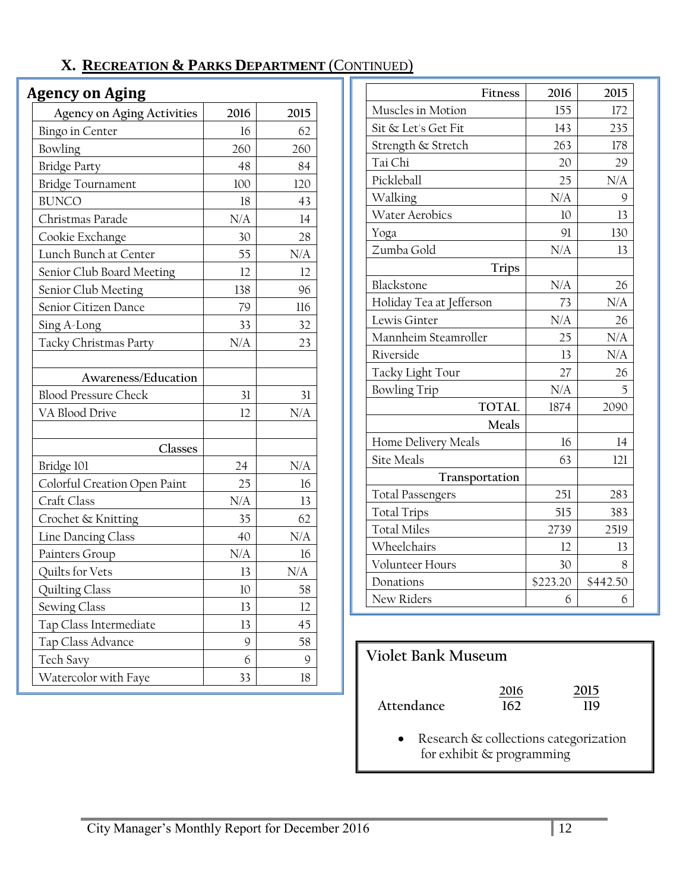## X. RECREATION & PARKS DEPARTMENT (CONTINUED)

### Agency on Aging

| Agency on Aging Activities | 2016 | 2015 |
|---|---|---|
| Bingo in Center | 16 | 62 |
| Bowling | 260 | 260 |
| Bridge Party | 48 | 84 |
| Bridge Tournament | 100 | 120 |
| BUNCO | 18 | 43 |
| Christmas Parade | N/A | 14 |
| Cookie Exchange | 30 | 28 |
| Lunch Bunch at Center | 55 | N/A |
| Senior Club Board Meeting | 12 | 12 |
| Senior Club Meeting | 138 | 96 |
| Senior Citizen Dance | 79 | 116 |
| Sing A-Long | 33 | 32 |
| Tacky Christmas Party | N/A | 23 |
| | | |
| **Awareness/Education** | | |
| Blood Pressure Check | 31 | 31 |
| VA Blood Drive | 12 | N/A |
| | | |
| **Classes** | | |
| Bridge 101 | 24 | N/A |
| Colorful Creation Open Paint | 25 | 16 |
| Craft Class | N/A | 13 |
| Crochet & Knitting | 35 | 62 |
| Line Dancing Class | 40 | N/A |
| Painters Group | N/A | 16 |
| Quilts for Vets | 13 | N/A |
| Quilting Class | 10 | 58 |
| Sewing Class | 13 | 12 |
| Tap Class Intermediate | 13 | 45 |
| Tap Class Advance | 9 | 58 |
| Tech Savy | 6 | 9 |
| Watercolor with Faye | 33 | 18 |

| Fitness | 2016 | 2015 |
|---|---|---|
| Muscles in Motion | 155 | 172 |
| Sit & Let's Get Fit | 143 | 235 |
| Strength & Stretch | 263 | 178 |
| Tai Chi | 20 | 29 |
| Pickleball | 25 | N/A |
| Walking | N/A | 9 |
| Water Aerobics | 10 | 13 |
| Yoga | 91 | 130 |
| Zumba Gold | N/A | 13 |
| **Trips** | | |
| Blackstone | N/A | 26 |
| Holiday Tea at Jefferson | 73 | N/A |
| Lewis Ginter | N/A | 26 |
| Mannheim Steamroller | 25 | N/A |
| Riverside | 13 | N/A |
| Tacky Light Tour | 27 | 26 |
| Bowling Trip | N/A | 5 |
| **TOTAL** | 1874 | 2090 |
| **Meals** | | |
| Home Delivery Meals | 16 | 14 |
| Site Meals | 63 | 121 |
| **Transportation** | | |
| Total Passengers | 251 | 283 |
| Total Trips | 515 | 383 |
| Total Miles | 2739 | 2519 |
| Wheelchairs | 12 | 13 |
| Volunteer Hours | 30 | 8 |
| Donations | $223.20 | $442.50 |
| New Riders | 6 | 6 |

### Violet Bank Museum

| | 2016 | 2015 |
|---|---|---|
| Attendance | 162 | 119 |

- Research & collections categorization for exhibit & programming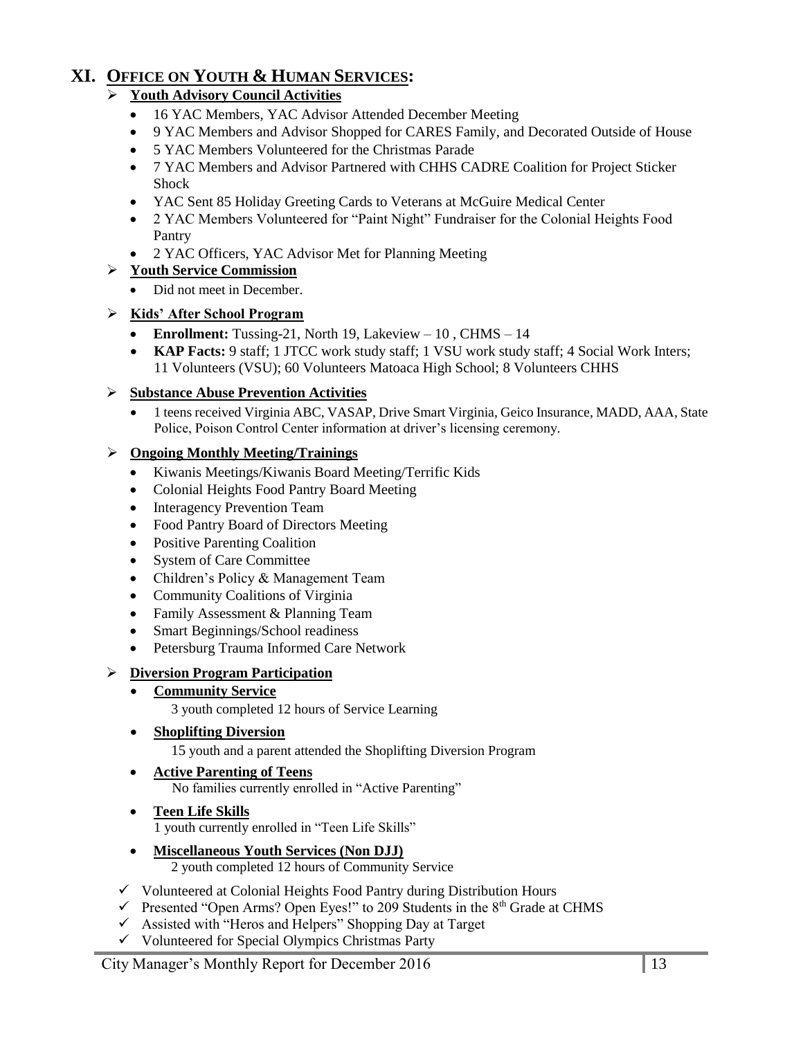# XI. OFFICE ON YOUTH & HUMAN SERVICES:

- **Youth Advisory Council Activities**
  - 16 YAC Members, YAC Advisor Attended December Meeting
  - 9 YAC Members and Advisor Shopped for CARES Family, and Decorated Outside of House
  - 5 YAC Members Volunteered for the Christmas Parade
  - 7 YAC Members and Advisor Partnered with CHHS CADRE Coalition for Project Sticker Shock
  - YAC Sent 85 Holiday Greeting Cards to Veterans at McGuire Medical Center
  - 2 YAC Members Volunteered for "Paint Night" Fundraiser for the Colonial Heights Food Pantry
  - 2 YAC Officers, YAC Advisor Met for Planning Meeting
- **Youth Service Commission**
  - Did not meet in December.
- **Kids' After School Program**
  - **Enrollment:** Tussing-21, North 19, Lakeview – 10 , CHMS – 14
  - **KAP Facts:** 9 staff; 1 JTCC work study staff; 1 VSU work study staff; 4 Social Work Inters; 11 Volunteers (VSU); 60 Volunteers Matoaca High School; 8 Volunteers CHHS
- **Substance Abuse Prevention Activities**
  - 1 teens received Virginia ABC, VASAP, Drive Smart Virginia, Geico Insurance, MADD, AAA, State Police, Poison Control Center information at driver's licensing ceremony.
- **Ongoing Monthly Meeting/Trainings**
  - Kiwanis Meetings/Kiwanis Board Meeting/Terrific Kids
  - Colonial Heights Food Pantry Board Meeting
  - Interagency Prevention Team
  - Food Pantry Board of Directors Meeting
  - Positive Parenting Coalition
  - System of Care Committee
  - Children's Policy & Management Team
  - Community Coalitions of Virginia
  - Family Assessment & Planning Team
  - Smart Beginnings/School readiness
  - Petersburg Trauma Informed Care Network
- **Diversion Program Participation**
  - **Community Service**
    3 youth completed 12 hours of Service Learning
  - **Shoplifting Diversion**
    15 youth and a parent attended the Shoplifting Diversion Program
  - **Active Parenting of Teens**
    No families currently enrolled in "Active Parenting"
  - **Teen Life Skills**
    1 youth currently enrolled in "Teen Life Skills"
  - **Miscellaneous Youth Services (Non DJJ)**
    2 youth completed 12 hours of Community Service

- ✓ Volunteered at Colonial Heights Food Pantry during Distribution Hours
- ✓ Presented "Open Arms? Open Eyes!" to 209 Students in the 8th Grade at CHMS
- ✓ Assisted with "Heros and Helpers" Shopping Day at Target
- ✓ Volunteered for Special Olympics Christmas Party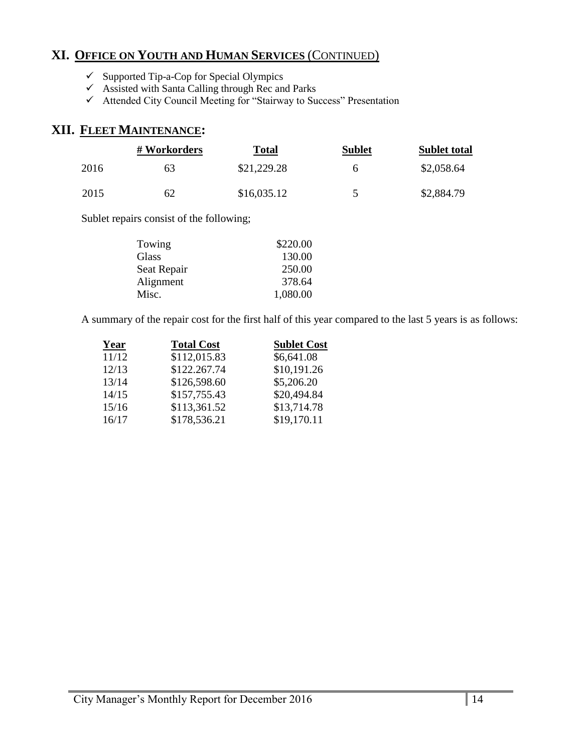## XI. OFFICE ON YOUTH AND HUMAN SERVICES (CONTINUED)

- ✓ Supported Tip-a-Cop for Special Olympics
- ✓ Assisted with Santa Calling through Rec and Parks
- ✓ Attended City Council Meeting for "Stairway to Success" Presentation

## XII. FLEET MAINTENANCE:

| | # Workorders | Total | Sublet | Sublet total |
|---|---|---|---|---|
| 2016 | 63 | $21,229.28 | 6 | $2,058.64 |
| 2015 | 62 | $16,035.12 | 5 | $2,884.79 |

Sublet repairs consist of the following;

| | |
|---|---|
| Towing | $220.00 |
| Glass | 130.00 |
| Seat Repair | 250.00 |
| Alignment | 378.64 |
| Misc. | 1,080.00 |

A summary of the repair cost for the first half of this year compared to the last 5 years is as follows:

| Year | Total Cost | Sublet Cost |
|---|---|---|
| 11/12 | $112,015.83 | $6,641.08 |
| 12/13 | $122.267.74 | $10,191.26 |
| 13/14 | $126,598.60 | $5,206.20 |
| 14/15 | $157,755.43 | $20,494.84 |
| 15/16 | $113,361.52 | $13,714.78 |
| 16/17 | $178,536.21 | $19,170.11 |